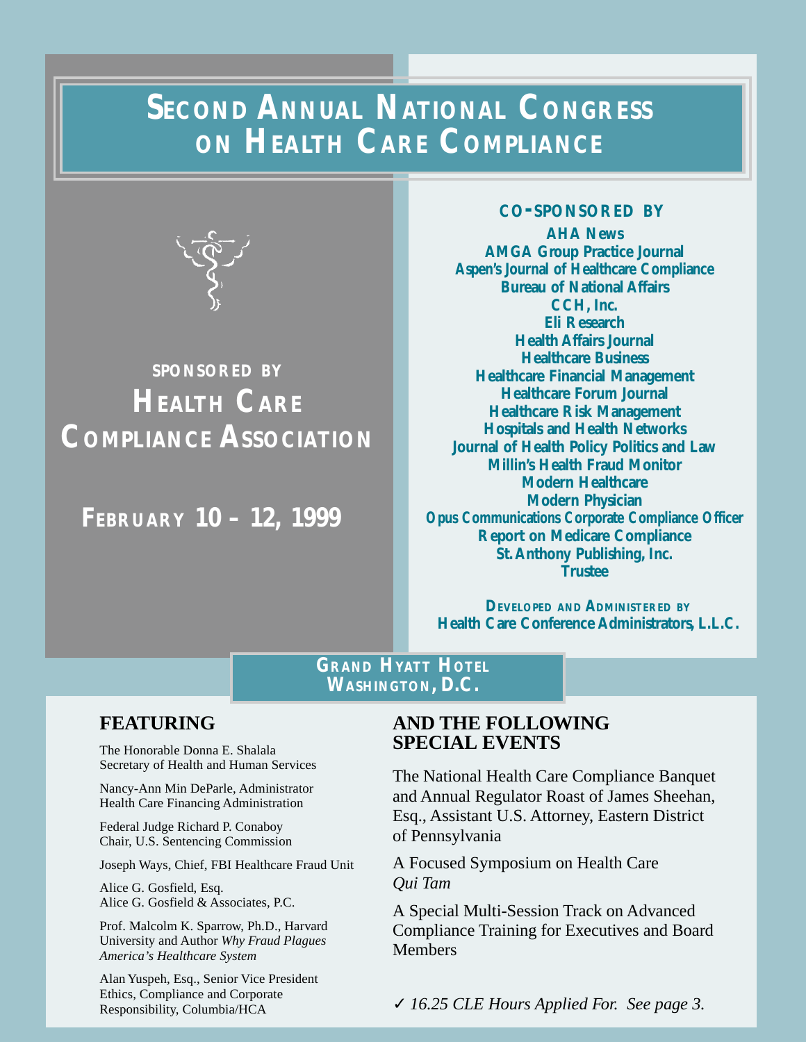# Second Annual National Congress on Health Care Compliance

**SPONSORED BY**

## Health Care Compliance Association

**February 10 – 12, 1999**

**CO-SPONSORED BY**

**AHA News**
**AMGA Group Practice Journal**
**Aspen's Journal of Healthcare Compliance**
**Bureau of National Affairs**
**CCH, Inc.**
**Eli Research**
**Health Affairs Journal**
**Healthcare Business**
**Healthcare Financial Management**
**Healthcare Forum Journal**
**Healthcare Risk Management**
**Hospitals and Health Networks**
**Journal of Health Policy Politics and Law**
**Millin's Health Fraud Monitor**
**Modern Healthcare**
**Modern Physician**
**Opus Communications Corporate Compliance Officer**
**Report on Medicare Compliance**
**St. Anthony Publishing, Inc.**
**Trustee**

**DEVELOPED AND ADMINISTERED BY**
**Health Care Conference Administrators, L.L.C.**

**GRAND HYATT HOTEL**
**WASHINGTON, D.C.**

## FEATURING

The Honorable Donna E. Shalala
Secretary of Health and Human Services

Nancy-Ann Min DeParle, Administrator
Health Care Financing Administration

Federal Judge Richard P. Conaboy
Chair, U.S. Sentencing Commission

Joseph Ways, Chief, FBI Healthcare Fraud Unit

Alice G. Gosfield, Esq.
Alice G. Gosfield & Associates, P.C.

Prof. Malcolm K. Sparrow, Ph.D., Harvard University and Author *Why Fraud Plagues America's Healthcare System*

Alan Yuspeh, Esq., Senior Vice President Ethics, Compliance and Corporate Responsibility, Columbia/HCA

## AND THE FOLLOWING SPECIAL EVENTS

The National Health Care Compliance Banquet and Annual Regulator Roast of James Sheehan, Esq., Assistant U.S. Attorney, Eastern District of Pennsylvania

A Focused Symposium on Health Care *Qui Tam*

A Special Multi-Session Track on Advanced Compliance Training for Executives and Board Members

✓ *16.25 CLE Hours Applied For. See page 3.*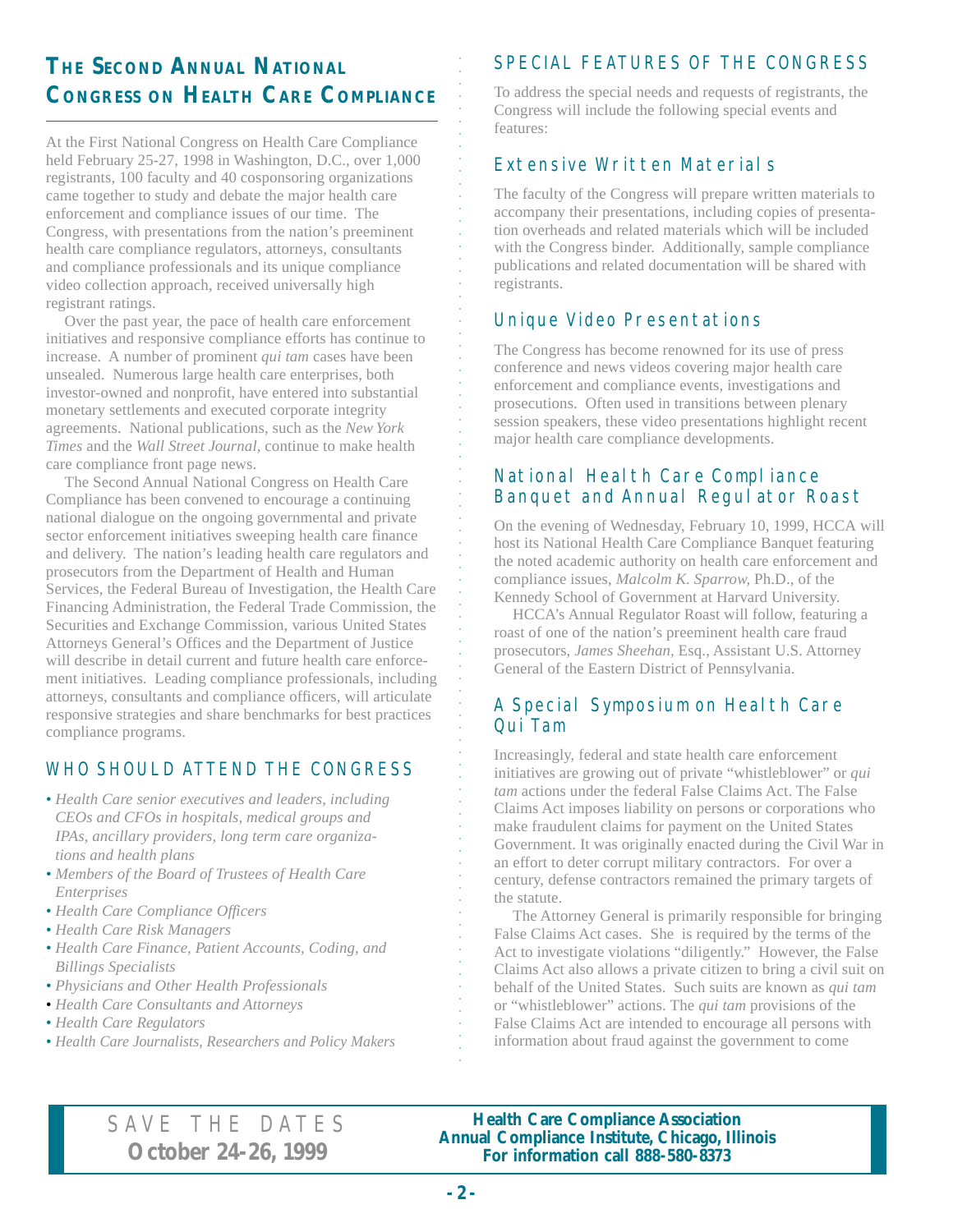## The Second Annual National Congress on Health Care Compliance

At the First National Congress on Health Care Compliance held February 25-27, 1998 in Washington, D.C., over 1,000 registrants, 100 faculty and 40 cosponsoring organizations came together to study and debate the major health care enforcement and compliance issues of our time. The Congress, with presentations from the nation's preeminent health care compliance regulators, attorneys, consultants and compliance professionals and its unique compliance video collection approach, received universally high registrant ratings.

Over the past year, the pace of health care enforcement initiatives and responsive compliance efforts has continue to increase. A number of prominent *qui tam* cases have been unsealed. Numerous large health care enterprises, both investor-owned and nonprofit, have entered into substantial monetary settlements and executed corporate integrity agreements. National publications, such as the *New York Times* and the *Wall Street Journal,* continue to make health care compliance front page news.

The Second Annual National Congress on Health Care Compliance has been convened to encourage a continuing national dialogue on the ongoing governmental and private sector enforcement initiatives sweeping health care finance and delivery. The nation's leading health care regulators and prosecutors from the Department of Health and Human Services, the Federal Bureau of Investigation, the Health Care Financing Administration, the Federal Trade Commission, the Securities and Exchange Commission, various United States Attorneys General's Offices and the Department of Justice will describe in detail current and future health care enforcement initiatives. Leading compliance professionals, including attorneys, consultants and compliance officers, will articulate responsive strategies and share benchmarks for best practices compliance programs.

### WHO SHOULD ATTEND THE CONGRESS

- *Health Care senior executives and leaders, including CEOs and CFOs in hospitals, medical groups and IPAs, ancillary providers, long term care organizations and health plans*
- *Members of the Board of Trustees of Health Care Enterprises*
- *Health Care Compliance Officers*
- *Health Care Risk Managers*
- *Health Care Finance, Patient Accounts, Coding, and Billings Specialists*
- *Physicians and Other Health Professionals*
- *Health Care Consultants and Attorneys*
- *Health Care Regulators*
- *Health Care Journalists, Researchers and Policy Makers*

### SPECIAL FEATURES OF THE CONGRESS

To address the special needs and requests of registrants, the Congress will include the following special events and features:

#### Extensive Written Materials

The faculty of the Congress will prepare written materials to accompany their presentations, including copies of presentation overheads and related materials which will be included with the Congress binder. Additionally, sample compliance publications and related documentation will be shared with registrants.

#### Unique Video Presentations

The Congress has become renowned for its use of press conference and news videos covering major health care enforcement and compliance events, investigations and prosecutions. Often used in transitions between plenary session speakers, these video presentations highlight recent major health care compliance developments.

#### National Health Care Compliance Banquet and Annual Regulator Roast

On the evening of Wednesday, February 10, 1999, HCCA will host its National Health Care Compliance Banquet featuring the noted academic authority on health care enforcement and compliance issues, *Malcolm K. Sparrow,* Ph.D., of the Kennedy School of Government at Harvard University.

HCCA's Annual Regulator Roast will follow, featuring a roast of one of the nation's preeminent health care fraud prosecutors, *James Sheehan,* Esq., Assistant U.S. Attorney General of the Eastern District of Pennsylvania.

#### A Special Symposium on Health Care Qui Tam

Increasingly, federal and state health care enforcement initiatives are growing out of private "whistleblower" or *qui tam* actions under the federal False Claims Act. The False Claims Act imposes liability on persons or corporations who make fraudulent claims for payment on the United States Government. It was originally enacted during the Civil War in an effort to deter corrupt military contractors. For over a century, defense contractors remained the primary targets of the statute.

The Attorney General is primarily responsible for bringing False Claims Act cases. She is required by the terms of the Act to investigate violations "diligently." However, the False Claims Act also allows a private citizen to bring a civil suit on behalf of the United States. Such suits are known as *qui tam* or "whistleblower" actions. The *qui tam* provisions of the False Claims Act are intended to encourage all persons with information about fraud against the government to come

---

SAVE THE DATES
**October 24-26, 1999**

**Health Care Compliance Association**
**Annual Compliance Institute, Chicago, Illinois**
**For information call 888-580-8373**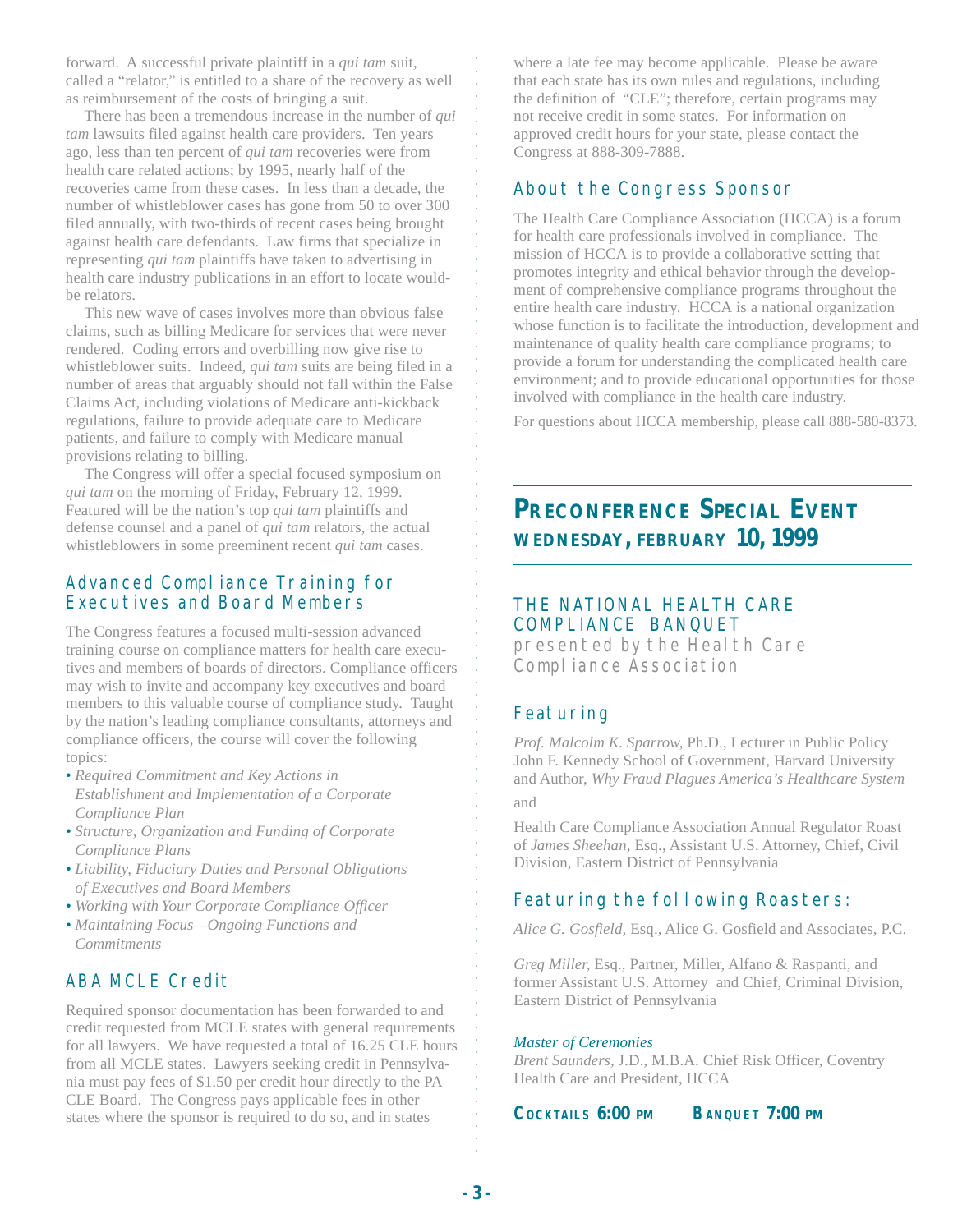forward. A successful private plaintiff in a *qui tam* suit, called a "relator," is entitled to a share of the recovery as well as reimbursement of the costs of bringing a suit.

There has been a tremendous increase in the number of *qui tam* lawsuits filed against health care providers. Ten years ago, less than ten percent of *qui tam* recoveries were from health care related actions; by 1995, nearly half of the recoveries came from these cases. In less than a decade, the number of whistleblower cases has gone from 50 to over 300 filed annually, with two-thirds of recent cases being brought against health care defendants. Law firms that specialize in representing *qui tam* plaintiffs have taken to advertising in health care industry publications in an effort to locate would-be relators.

This new wave of cases involves more than obvious false claims, such as billing Medicare for services that were never rendered. Coding errors and overbilling now give rise to whistleblower suits. Indeed, *qui tam* suits are being filed in a number of areas that arguably should not fall within the False Claims Act, including violations of Medicare anti-kickback regulations, failure to provide adequate care to Medicare patients, and failure to comply with Medicare manual provisions relating to billing.

The Congress will offer a special focused symposium on *qui tam* on the morning of Friday, February 12, 1999. Featured will be the nation's top *qui tam* plaintiffs and defense counsel and a panel of *qui tam* relators, the actual whistleblowers in some preeminent recent *qui tam* cases.

### Advanced Compliance Training for Executives and Board Members

The Congress features a focused multi-session advanced training course on compliance matters for health care executives and members of boards of directors. Compliance officers may wish to invite and accompany key executives and board members to this valuable course of compliance study. Taught by the nation's leading compliance consultants, attorneys and compliance officers, the course will cover the following topics:

- *Required Commitment and Key Actions in Establishment and Implementation of a Corporate Compliance Plan*
- *Structure, Organization and Funding of Corporate Compliance Plans*
- *Liability, Fiduciary Duties and Personal Obligations of Executives and Board Members*
- *Working with Your Corporate Compliance Officer*
- *Maintaining Focus—Ongoing Functions and Commitments*

### ABA MCLE Credit

Required sponsor documentation has been forwarded to and credit requested from MCLE states with general requirements for all lawyers. We have requested a total of 16.25 CLE hours from all MCLE states. Lawyers seeking credit in Pennsylvania must pay fees of $1.50 per credit hour directly to the PA CLE Board. The Congress pays applicable fees in other states where the sponsor is required to do so, and in states where a late fee may become applicable. Please be aware that each state has its own rules and regulations, including the definition of "CLE"; therefore, certain programs may not receive credit in some states. For information on approved credit hours for your state, please contact the Congress at 888-309-7888.

### About the Congress Sponsor

The Health Care Compliance Association (HCCA) is a forum for health care professionals involved in compliance. The mission of HCCA is to provide a collaborative setting that promotes integrity and ethical behavior through the development of comprehensive compliance programs throughout the entire health care industry. HCCA is a national organization whose function is to facilitate the introduction, development and maintenance of quality health care compliance programs; to provide a forum for understanding the complicated health care environment; and to provide educational opportunities for those involved with compliance in the health care industry.

For questions about HCCA membership, please call 888-580-8373.

---

## PRECONFERENCE SPECIAL EVENT
## WEDNESDAY, FEBRUARY 10, 1999

---

### THE NATIONAL HEALTH CARE COMPLIANCE BANQUET
presented by the Health Care Compliance Association

### Featuring

*Prof. Malcolm K. Sparrow,* Ph.D., Lecturer in Public Policy John F. Kennedy School of Government, Harvard University and Author, *Why Fraud Plagues America's Healthcare System*

and

Health Care Compliance Association Annual Regulator Roast of *James Sheehan,* Esq., Assistant U.S. Attorney, Chief, Civil Division, Eastern District of Pennsylvania

### Featuring the following Roasters:

*Alice G. Gosfield,* Esq., Alice G. Gosfield and Associates, P.C.

*Greg Miller,* Esq., Partner, Miller, Alfano & Raspanti, and former Assistant U.S. Attorney and Chief, Criminal Division, Eastern District of Pennsylvania

*Master of Ceremonies*
*Brent Saunders,* J.D., M.B.A. Chief Risk Officer, Coventry Health Care and President, HCCA

**COCKTAILS 6:00 PM BANQUET 7:00 PM**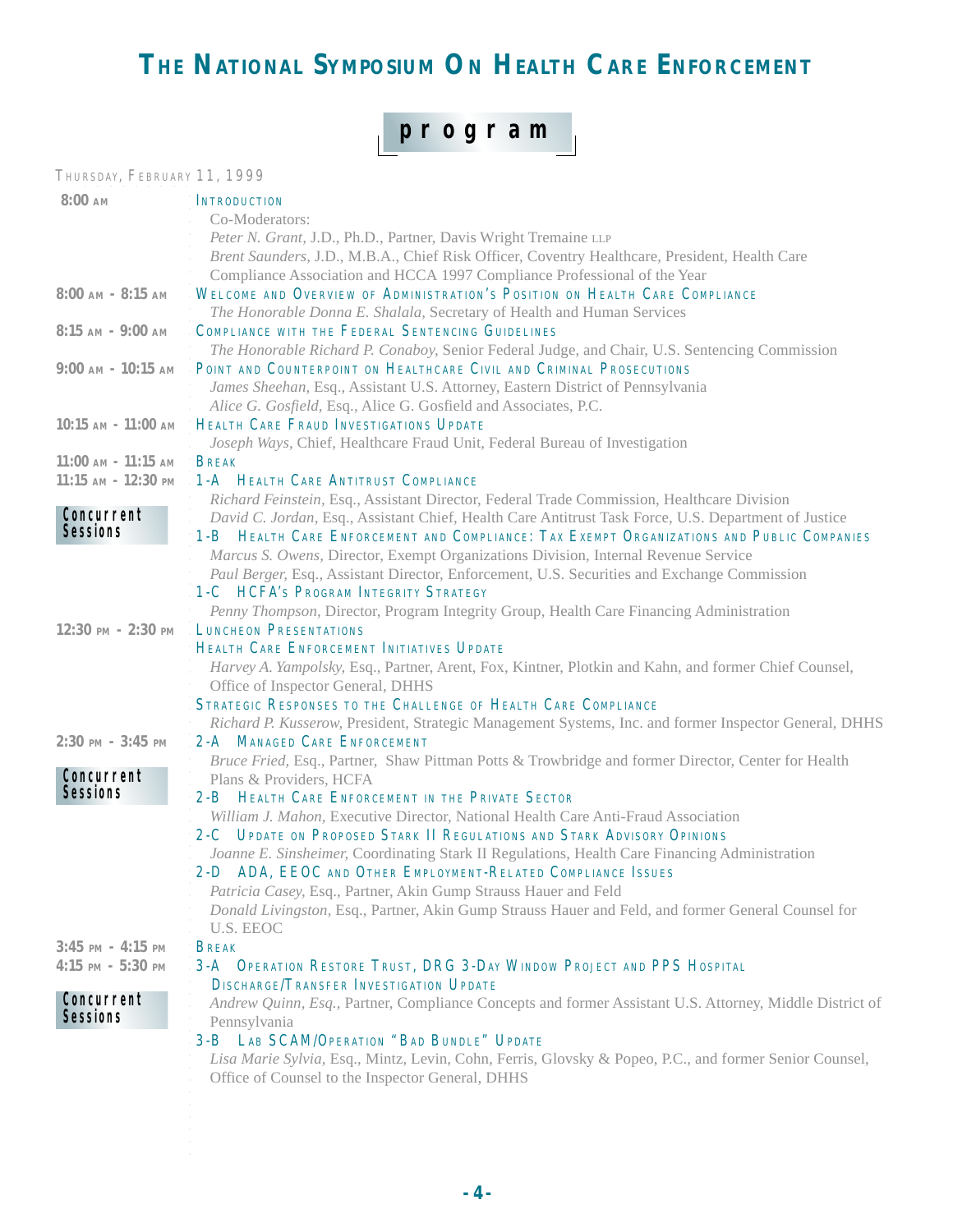# THE NATIONAL SYMPOSIUM ON HEALTH CARE ENFORCEMENT

## program

THURSDAY, FEBRUARY 11, 1999

**8:00 AM** — INTRODUCTION
Co-Moderators:
*Peter N. Grant*, J.D., Ph.D., Partner, Davis Wright Tremaine LLP
*Brent Saunders*, J.D., M.B.A., Chief Risk Officer, Coventry Healthcare, President, Health Care Compliance Association and HCCA 1997 Compliance Professional of the Year

**8:00 AM - 8:15 AM** — WELCOME AND OVERVIEW OF ADMINISTRATION'S POSITION ON HEALTH CARE COMPLIANCE
*The Honorable Donna E. Shalala,* Secretary of Health and Human Services

**8:15 AM - 9:00 AM** — COMPLIANCE WITH THE FEDERAL SENTENCING GUIDELINES
*The Honorable Richard P. Conaboy,* Senior Federal Judge, and Chair, U.S. Sentencing Commission

**9:00 AM - 10:15 AM** — POINT AND COUNTERPOINT ON HEALTHCARE CIVIL AND CRIMINAL PROSECUTIONS
*James Sheehan,* Esq., Assistant U.S. Attorney, Eastern District of Pennsylvania
*Alice G. Gosfield,* Esq., Alice G. Gosfield and Associates, P.C.

**10:15 AM - 11:00 AM** — HEALTH CARE FRAUD INVESTIGATIONS UPDATE
*Joseph Ways,* Chief, Healthcare Fraud Unit, Federal Bureau of Investigation

**11:00 AM - 11:15 AM** — BREAK

**11:15 AM - 12:30 PM** — **Concurrent Sessions**

1-A HEALTH CARE ANTITRUST COMPLIANCE
*Richard Feinstein,* Esq., Assistant Director, Federal Trade Commission, Healthcare Division
*David C. Jordan,* Esq., Assistant Chief, Health Care Antitrust Task Force, U.S. Department of Justice

1-B HEALTH CARE ENFORCEMENT AND COMPLIANCE: TAX EXEMPT ORGANIZATIONS AND PUBLIC COMPANIES
*Marcus S. Owens,* Director, Exempt Organizations Division, Internal Revenue Service
*Paul Berger,* Esq., Assistant Director, Enforcement, U.S. Securities and Exchange Commission

1-C HCFA'S PROGRAM INTEGRITY STRATEGY
*Penny Thompson,* Director, Program Integrity Group, Health Care Financing Administration

**12:30 PM - 2:30 PM** — LUNCHEON PRESENTATIONS

HEALTH CARE ENFORCEMENT INITIATIVES UPDATE
*Harvey A. Yampolsky,* Esq., Partner, Arent, Fox, Kintner, Plotkin and Kahn, and former Chief Counsel, Office of Inspector General, DHHS

STRATEGIC RESPONSES TO THE CHALLENGE OF HEALTH CARE COMPLIANCE
*Richard P. Kusserow,* President, Strategic Management Systems, Inc. and former Inspector General, DHHS

**2:30 PM - 3:45 PM** — **Concurrent Sessions**

2-A MANAGED CARE ENFORCEMENT
*Bruce Fried,* Esq., Partner, Shaw Pittman Potts & Trowbridge and former Director, Center for Health Plans & Providers, HCFA

2-B HEALTH CARE ENFORCEMENT IN THE PRIVATE SECTOR
*William J. Mahon,* Executive Director, National Health Care Anti-Fraud Association

2-C UPDATE ON PROPOSED STARK II REGULATIONS AND STARK ADVISORY OPINIONS
*Joanne E. Sinsheimer,* Coordinating Stark II Regulations, Health Care Financing Administration

2-D ADA, EEOC AND OTHER EMPLOYMENT-RELATED COMPLIANCE ISSUES
*Patricia Casey,* Esq., Partner, Akin Gump Strauss Hauer and Feld
*Donald Livingston,* Esq., Partner, Akin Gump Strauss Hauer and Feld, and former General Counsel for U.S. EEOC

**3:45 PM - 4:15 PM** — BREAK

**4:15 PM - 5:30 PM** — **Concurrent Sessions**

3-A OPERATION RESTORE TRUST, DRG 3-DAY WINDOW PROJECT AND PPS HOSPITAL DISCHARGE/TRANSFER INVESTIGATION UPDATE
*Andrew Quinn, Esq.,* Partner, Compliance Concepts and former Assistant U.S. Attorney, Middle District of Pennsylvania

3-B LAB SCAM/OPERATION "BAD BUNDLE" UPDATE
*Lisa Marie Sylvia,* Esq., Mintz, Levin, Cohn, Ferris, Glovsky & Popeo, P.C., and former Senior Counsel, Office of Counsel to the Inspector General, DHHS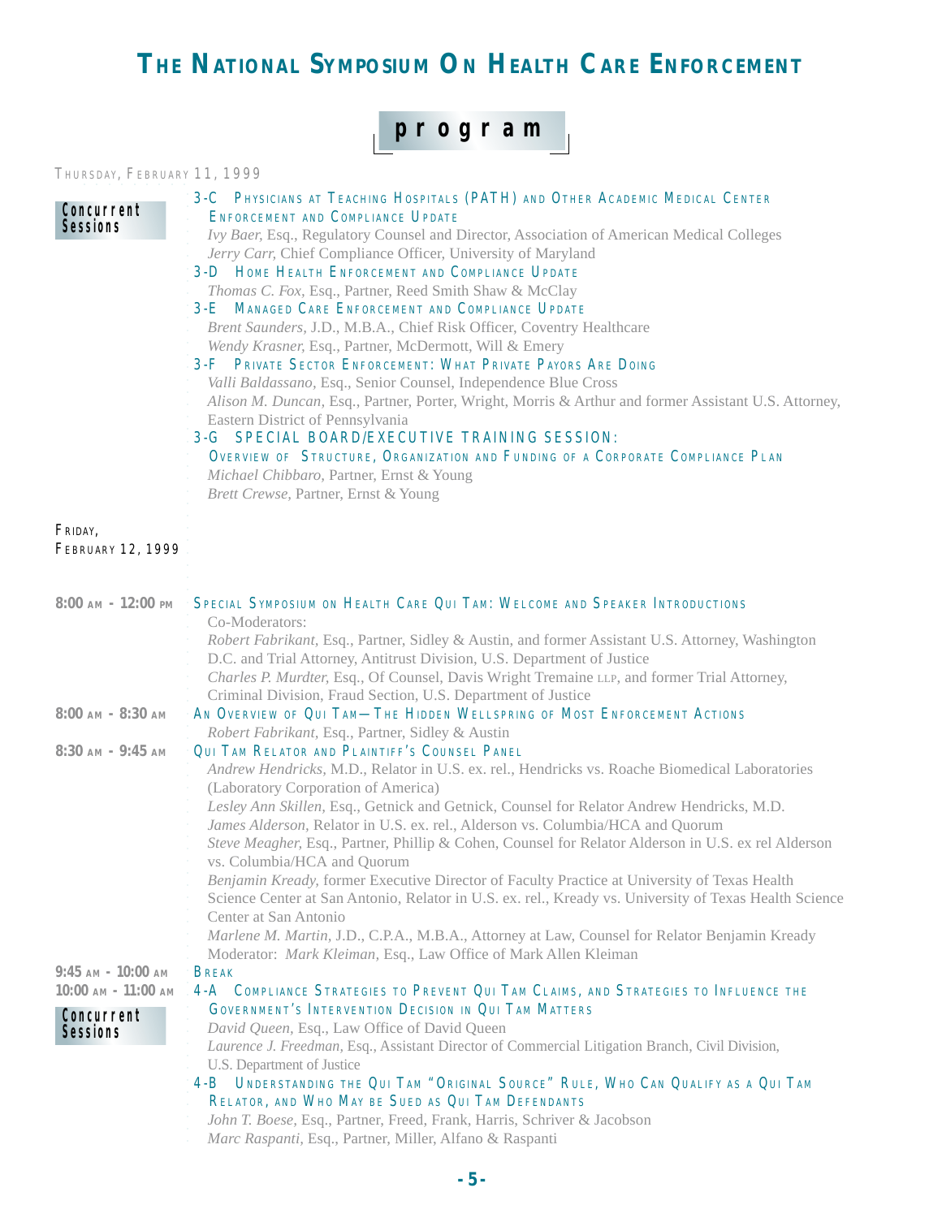# THE NATIONAL SYMPOSIUM ON HEALTH CARE ENFORCEMENT

## program

THURSDAY, FEBRUARY 11, 1999

**Concurrent Sessions**

**3-C PHYSICIANS AT TEACHING HOSPITALS (PATH) AND OTHER ACADEMIC MEDICAL CENTER ENFORCEMENT AND COMPLIANCE UPDATE**
*Ivy Baer*, Esq., Regulatory Counsel and Director, Association of American Medical Colleges
*Jerry Carr,* Chief Compliance Officer, University of Maryland

**3-D HOME HEALTH ENFORCEMENT AND COMPLIANCE UPDATE**
*Thomas C. Fox*, Esq., Partner, Reed Smith Shaw & McClay

**3-E MANAGED CARE ENFORCEMENT AND COMPLIANCE UPDATE**
*Brent Saunders,* J.D., M.B.A., Chief Risk Officer, Coventry Healthcare
*Wendy Krasner,* Esq., Partner, McDermott, Will & Emery

**3-F PRIVATE SECTOR ENFORCEMENT: WHAT PRIVATE PAYORS ARE DOING**
*Valli Baldassano,* Esq., Senior Counsel, Independence Blue Cross
*Alison M. Duncan*, Esq., Partner, Porter, Wright, Morris & Arthur and former Assistant U.S. Attorney, Eastern District of Pennsylvania

**3-G SPECIAL BOARD/EXECUTIVE TRAINING SESSION: OVERVIEW OF STRUCTURE, ORGANIZATION AND FUNDING OF A CORPORATE COMPLIANCE PLAN**
*Michael Chibbaro,* Partner, Ernst & Young
*Brett Crewse,* Partner, Ernst & Young

FRIDAY, FEBRUARY 12, 1999

**8:00 AM - 12:00 PM** — **SPECIAL SYMPOSIUM ON HEALTH CARE QUI TAM: WELCOME AND SPEAKER INTRODUCTIONS**
Co-Moderators:
*Robert Fabrikant*, Esq., Partner, Sidley & Austin, and former Assistant U.S. Attorney, Washington D.C. and Trial Attorney, Antitrust Division, U.S. Department of Justice
*Charles P. Murdter,* Esq., Of Counsel, Davis Wright Tremaine LLP, and former Trial Attorney, Criminal Division, Fraud Section, U.S. Department of Justice

**8:00 AM - 8:30 AM** — **AN OVERVIEW OF QUI TAM—THE HIDDEN WELLSPRING OF MOST ENFORCEMENT ACTIONS**
*Robert Fabrikant*, Esq., Partner, Sidley & Austin

**8:30 AM - 9:45 AM** — **QUI TAM RELATOR AND PLAINTIFF'S COUNSEL PANEL**
*Andrew Hendricks*, M.D., Relator in U.S. ex. rel., Hendricks vs. Roache Biomedical Laboratories (Laboratory Corporation of America)
*Lesley Ann Skillen*, Esq., Getnick and Getnick, Counsel for Relator Andrew Hendricks, M.D.
*James Alderson,* Relator in U.S. ex. rel., Alderson vs. Columbia/HCA and Quorum
*Steve Meagher,* Esq., Partner, Phillip & Cohen, Counsel for Relator Alderson in U.S. ex rel Alderson vs. Columbia/HCA and Quorum
*Benjamin Kready,* former Executive Director of Faculty Practice at University of Texas Health Science Center at San Antonio, Relator in U.S. ex. rel., Kready vs. University of Texas Health Science Center at San Antonio
*Marlene M. Martin*, J.D., C.P.A., M.B.A., Attorney at Law, Counsel for Relator Benjamin Kready
Moderator: *Mark Kleiman,* Esq., Law Office of Mark Allen Kleiman

**9:45 AM - 10:00 AM** — **BREAK**

**10:00 AM - 11:00 AM** — **Concurrent Sessions**

**4-A COMPLIANCE STRATEGIES TO PREVENT QUI TAM CLAIMS, AND STRATEGIES TO INFLUENCE THE GOVERNMENT'S INTERVENTION DECISION IN QUI TAM MATTERS**
*David Queen,* Esq., Law Office of David Queen
*Laurence J. Freedman,* Esq., Assistant Director of Commercial Litigation Branch, Civil Division, U.S. Department of Justice

**4-B UNDERSTANDING THE QUI TAM "ORIGINAL SOURCE" RULE, WHO CAN QUALIFY AS A QUI TAM RELATOR, AND WHO MAY BE SUED AS QUI TAM DEFENDANTS**
*John T. Boese,* Esq., Partner, Freed, Frank, Harris, Schriver & Jacobson
*Marc Raspanti,* Esq., Partner, Miller, Alfano & Raspanti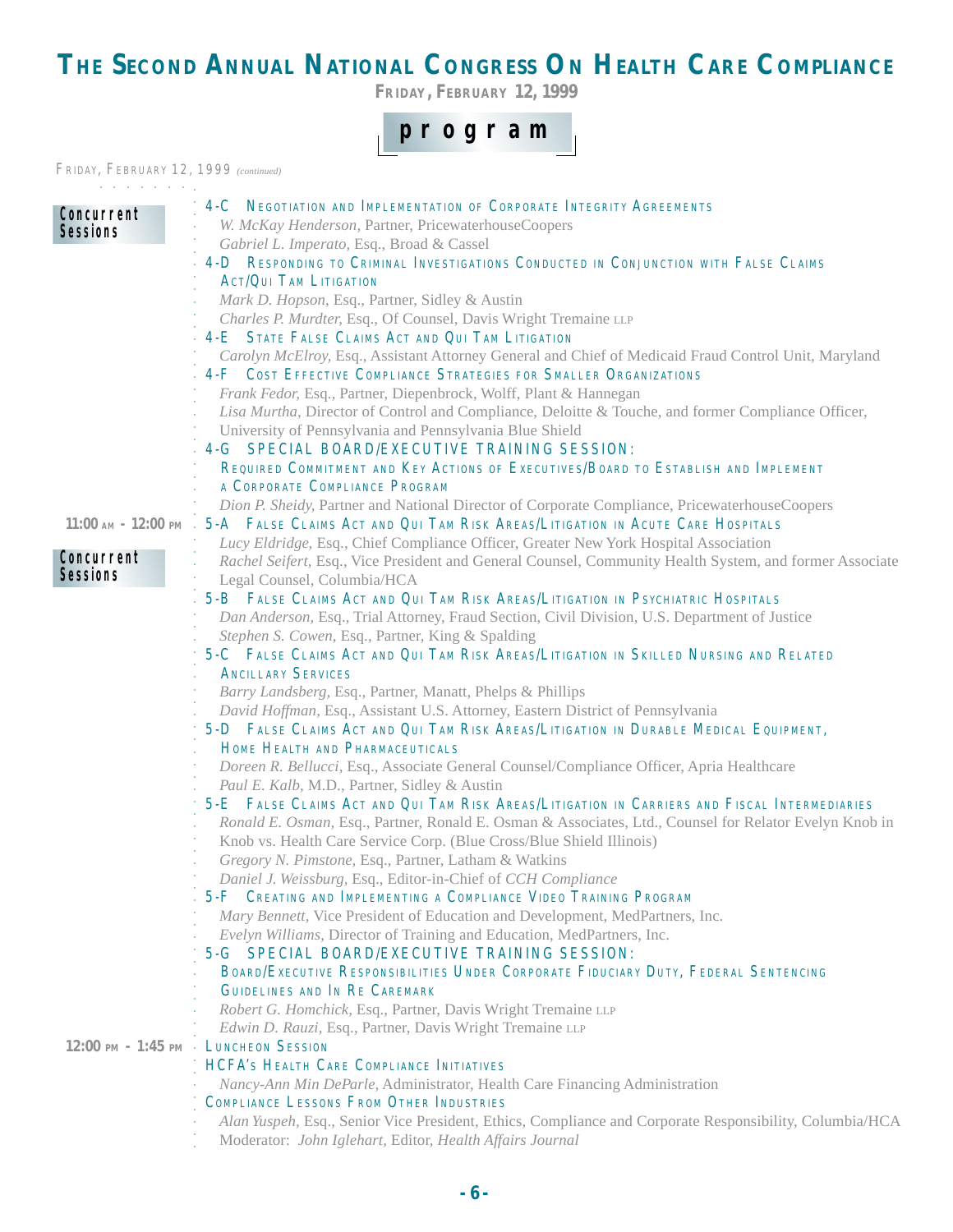# THE SECOND ANNUAL NATIONAL CONGRESS ON HEALTH CARE COMPLIANCE

**FRIDAY, FEBRUARY 12, 1999**

## program

FRIDAY, FEBRUARY 12, 1999 *(continued)*

**Concurrent Sessions**

**4-C NEGOTIATION AND IMPLEMENTATION OF CORPORATE INTEGRITY AGREEMENTS**
*W. McKay Henderson,* Partner, PricewaterhouseCoopers
*Gabriel L. Imperato,* Esq., Broad & Cassel

**4-D RESPONDING TO CRIMINAL INVESTIGATIONS CONDUCTED IN CONJUNCTION WITH FALSE CLAIMS ACT/QUI TAM LITIGATION**
*Mark D. Hopson,* Esq., Partner, Sidley & Austin
*Charles P. Murdter,* Esq., Of Counsel, Davis Wright Tremaine LLP

**4-E STATE FALSE CLAIMS ACT AND QUI TAM LITIGATION**
*Carolyn McElroy,* Esq., Assistant Attorney General and Chief of Medicaid Fraud Control Unit, Maryland

**4-F COST EFFECTIVE COMPLIANCE STRATEGIES FOR SMALLER ORGANIZATIONS**
*Frank Fedor,* Esq., Partner, Diepenbrock, Wolff, Plant & Hannegan
*Lisa Murtha,* Director of Control and Compliance, Deloitte & Touche, and former Compliance Officer, University of Pennsylvania and Pennsylvania Blue Shield

**4-G SPECIAL BOARD/EXECUTIVE TRAINING SESSION: REQUIRED COMMITMENT AND KEY ACTIONS OF EXECUTIVES/BOARD TO ESTABLISH AND IMPLEMENT A CORPORATE COMPLIANCE PROGRAM**
*Dion P. Sheidy,* Partner and National Director of Corporate Compliance, PricewaterhouseCoopers

**11:00 AM - 12:00 PM — Concurrent Sessions**

**5-A FALSE CLAIMS ACT AND QUI TAM RISK AREAS/LITIGATION IN ACUTE CARE HOSPITALS**
*Lucy Eldridge,* Esq., Chief Compliance Officer, Greater New York Hospital Association
*Rachel Seifert,* Esq., Vice President and General Counsel, Community Health System, and former Associate Legal Counsel, Columbia/HCA

**5-B FALSE CLAIMS ACT AND QUI TAM RISK AREAS/LITIGATION IN PSYCHIATRIC HOSPITALS**
*Dan Anderson,* Esq., Trial Attorney, Fraud Section, Civil Division, U.S. Department of Justice
*Stephen S. Cowen,* Esq., Partner, King & Spalding

**5-C FALSE CLAIMS ACT AND QUI TAM RISK AREAS/LITIGATION IN SKILLED NURSING AND RELATED ANCILLARY SERVICES**
*Barry Landsberg,* Esq., Partner, Manatt, Phelps & Phillips
*David Hoffman,* Esq., Assistant U.S. Attorney, Eastern District of Pennsylvania

**5-D FALSE CLAIMS ACT AND QUI TAM RISK AREAS/LITIGATION IN DURABLE MEDICAL EQUIPMENT, HOME HEALTH AND PHARMACEUTICALS**
*Doreen R. Bellucci,* Esq., Associate General Counsel/Compliance Officer, Apria Healthcare
*Paul E. Kalb,* M.D., Partner, Sidley & Austin

**5-E FALSE CLAIMS ACT AND QUI TAM RISK AREAS/LITIGATION IN CARRIERS AND FISCAL INTERMEDIARIES**
*Ronald E. Osman,* Esq., Partner, Ronald E. Osman & Associates, Ltd., Counsel for Relator Evelyn Knob in Knob vs. Health Care Service Corp. (Blue Cross/Blue Shield Illinois)
*Gregory N. Pimstone,* Esq., Partner, Latham & Watkins
*Daniel J. Weissburg,* Esq., Editor-in-Chief of *CCH Compliance*

**5-F CREATING AND IMPLEMENTING A COMPLIANCE VIDEO TRAINING PROGRAM**
*Mary Bennett,* Vice President of Education and Development, MedPartners, Inc.
*Evelyn Williams,* Director of Training and Education, MedPartners, Inc.

**5-G SPECIAL BOARD/EXECUTIVE TRAINING SESSION: BOARD/EXECUTIVE RESPONSIBILITIES UNDER CORPORATE FIDUCIARY DUTY, FEDERAL SENTENCING GUIDELINES AND IN RE CAREMARK**
*Robert G. Homchick,* Esq., Partner, Davis Wright Tremaine LLP
*Edwin D. Rauzi,* Esq., Partner, Davis Wright Tremaine LLP

**12:00 PM - 1:45 PM — LUNCHEON SESSION**

**HCFA'S HEALTH CARE COMPLIANCE INITIATIVES**
*Nancy-Ann Min DeParle,* Administrator, Health Care Financing Administration

**COMPLIANCE LESSONS FROM OTHER INDUSTRIES**
*Alan Yuspeh,* Esq., Senior Vice President, Ethics, Compliance and Corporate Responsibility, Columbia/HCA
Moderator: *John Iglehart,* Editor, *Health Affairs Journal*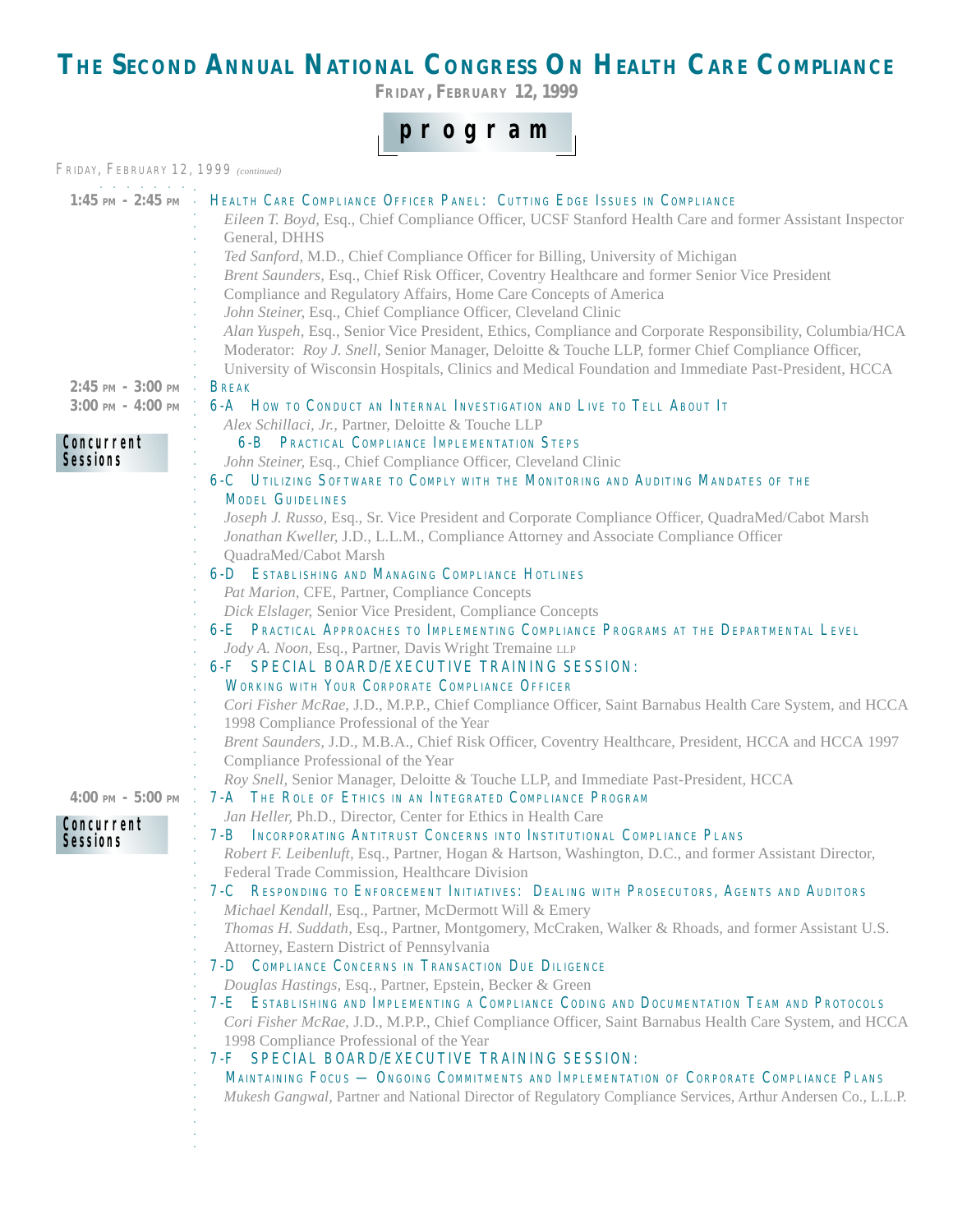# The Second Annual National Congress On Health Care Compliance

**Friday, February 12, 1999**

## program

Friday, February 12, 1999 *(continued)*

**1:45 pm - 2:45 pm**

**Health Care Compliance Officer Panel: Cutting Edge Issues in Compliance**

*Eileen T. Boyd,* Esq., Chief Compliance Officer, UCSF Stanford Health Care and former Assistant Inspector General, DHHS
*Ted Sanford,* M.D., Chief Compliance Officer for Billing, University of Michigan
*Brent Saunders,* Esq., Chief Risk Officer, Coventry Healthcare and former Senior Vice President Compliance and Regulatory Affairs, Home Care Concepts of America
*John Steiner,* Esq., Chief Compliance Officer, Cleveland Clinic
*Alan Yuspeh,* Esq., Senior Vice President, Ethics, Compliance and Corporate Responsibility, Columbia/HCA
Moderator: *Roy J. Snell,* Senior Manager, Deloitte & Touche LLP, former Chief Compliance Officer, University of Wisconsin Hospitals, Clinics and Medical Foundation and Immediate Past-President, HCCA

**2:45 pm - 3:00 pm**

**Break**

**3:00 pm - 4:00 pm**

**Concurrent Sessions**

**6-A How to Conduct an Internal Investigation and Live to Tell About It**
*Alex Schillaci, Jr.,* Partner, Deloitte & Touche LLP

**6-B Practical Compliance Implementation Steps**
*John Steiner,* Esq., Chief Compliance Officer, Cleveland Clinic

**6-C Utilizing Software to Comply with the Monitoring and Auditing Mandates of the Model Guidelines**
*Joseph J. Russo,* Esq., Sr. Vice President and Corporate Compliance Officer, QuadraMed/Cabot Marsh
*Jonathan Kweller,* J.D., L.L.M., Compliance Attorney and Associate Compliance Officer QuadraMed/Cabot Marsh

**6-D Establishing and Managing Compliance Hotlines**
*Pat Marion,* CFE, Partner, Compliance Concepts
*Dick Elslager,* Senior Vice President, Compliance Concepts

**6-E Practical Approaches to Implementing Compliance Programs at the Departmental Level**
*Jody A. Noon,* Esq., Partner, Davis Wright Tremaine LLP

**6-F SPECIAL BOARD/EXECUTIVE TRAINING SESSION: Working with Your Corporate Compliance Officer**
*Cori Fisher McRae,* J.D., M.P.P., Chief Compliance Officer, Saint Barnabus Health Care System, and HCCA 1998 Compliance Professional of the Year
*Brent Saunders,* J.D., M.B.A., Chief Risk Officer, Coventry Healthcare, President, HCCA and HCCA 1997 Compliance Professional of the Year
*Roy Snell,* Senior Manager, Deloitte & Touche LLP, and Immediate Past-President, HCCA

**4:00 pm - 5:00 pm**

**Concurrent Sessions**

**7-A The Role of Ethics in an Integrated Compliance Program**
*Jan Heller,* Ph.D., Director, Center for Ethics in Health Care

**7-B Incorporating Antitrust Concerns into Institutional Compliance Plans**
*Robert F. Leibenluft,* Esq., Partner, Hogan & Hartson, Washington, D.C., and former Assistant Director, Federal Trade Commission, Healthcare Division

**7-C Responding to Enforcement Initiatives: Dealing with Prosecutors, Agents and Auditors**
*Michael Kendall,* Esq., Partner, McDermott Will & Emery
*Thomas H. Suddath,* Esq., Partner, Montgomery, McCraken, Walker & Rhoads, and former Assistant U.S. Attorney, Eastern District of Pennsylvania

**7-D Compliance Concerns in Transaction Due Diligence**
*Douglas Hastings,* Esq., Partner, Epstein, Becker & Green

**7-E Establishing and Implementing a Compliance Coding and Documentation Team and Protocols**
*Cori Fisher McRae,* J.D., M.P.P., Chief Compliance Officer, Saint Barnabus Health Care System, and HCCA 1998 Compliance Professional of the Year

**7-F SPECIAL BOARD/EXECUTIVE TRAINING SESSION: Maintaining Focus — Ongoing Commitments and Implementation of Corporate Compliance Plans**
*Mukesh Gangwal,* Partner and National Director of Regulatory Compliance Services, Arthur Andersen Co., L.L.P.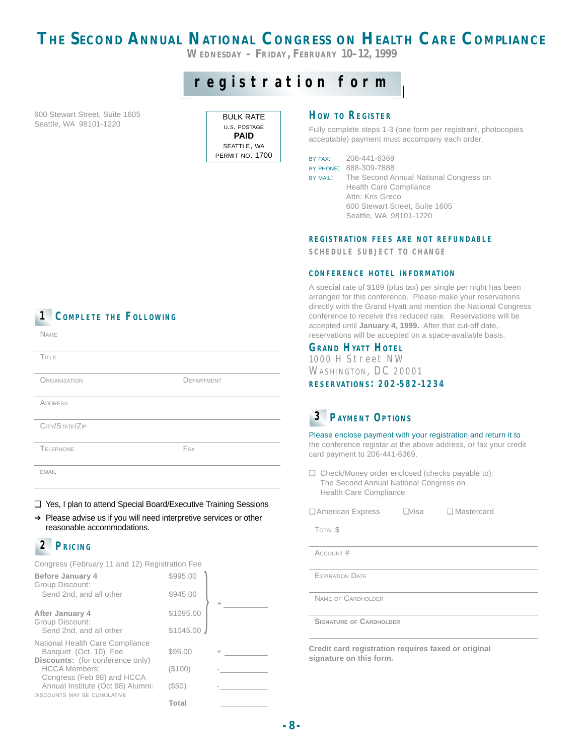# The Second Annual National Congress on Health Care Compliance

Wednesday – Friday, February 10–12, 1999

## registration form

600 Stewart Street, Suite 1605
Seattle, WA 98101-1220

BULK RATE
U.S. POSTAGE
PAID
SEATTLE, WA
PERMIT NO. 1700

### How to Register

Fully complete steps 1-3 (one form per registrant, photocopies acceptable) payment must accompany each order.

BY FAX: 206-441-6369
BY PHONE: 888-309-7888
BY MAIL: The Second Annual National Congress on Health Care Compliance
Attn: Kris Greco
600 Stewart Street, Suite 1605
Seattle, WA 98101-1220

**REGISTRATION FEES ARE NOT REFUNDABLE**

SCHEDULE SUBJECT TO CHANGE

### CONFERENCE HOTEL INFORMATION

A special rate of $189 (plus tax) per single per night has been arranged for this conference. Please make your reservations directly with the Grand Hyatt and mention the National Congress conference to receive this reduced rate. Reservations will be accepted until **January 4, 1999.** After that cut-off date, reservations will be accepted on a space-available basis.

**Grand Hyatt Hotel**
1000 H Street NW
Washington, DC 20001
**RESERVATIONS: 202-582-1234**

### 1 Complete the Following

Name

Title

Organization | Department

Address

City/State/Zip

Telephone | Fax

Email

❑ Yes, I plan to attend Special Board/Executive Training Sessions

➔ Please advise us if you will need interpretive services or other reasonable accommodations.

### 2 Pricing

Congress (February 11 and 12) Registration Fee

| | | |
|---|---|---|
| **Before January 4** | $995.00 | + ________ |
| Group Discount: Send 2nd, and all other | $945.00 | |
| **After January 4** | $1095.00 | |
| Group Discount: Send 2nd, and all other | $1045.00 | |
| National Health Care Compliance Banquet (Oct. 10) Fee | $95.00 | + ________ |
| **Discounts:** (for conference only) HCCA Members: | ($100) | - ________ |
| Congress (Feb 98) and HCCA Annual Institute (Oct 98) Alumni: | ($50) | - ________ |
| DISCOUNTS MAY BE CUMULATIVE | **Total** | ________ |

### 3 Payment Options

Please enclose payment with your registration and return it to the conference registar at the above address, or fax your credit card payment to 206-441-6369.

❑ Check/Money order enclosed (checks payable to): The Second Annual National Congress on Health Care Compliance

❑ American Express ❑ Visa ❑ Mastercard

Total $

Account #

Expiration Date

Name of Cardholder

**Signature of Cardholder**

**Credit card registration requires faxed or original signature on this form.**